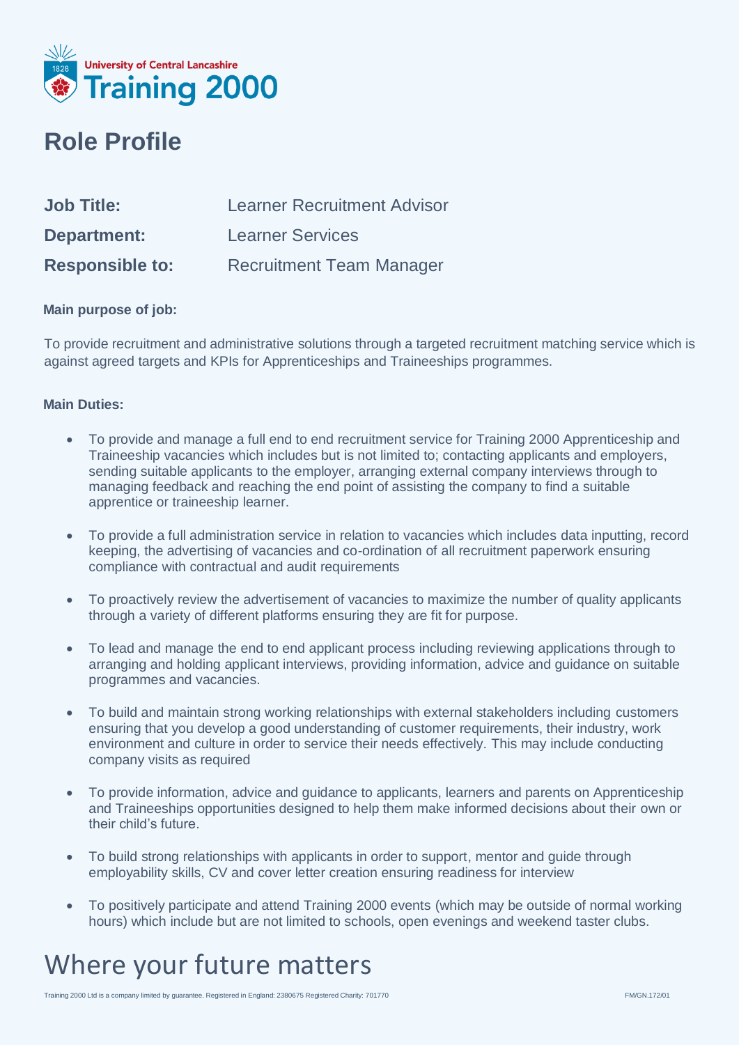University of Central Lancashire
Training 2000

# Role Profile

| | |
|---|---|
| **Job Title:** | Learner Recruitment Advisor |
| **Department:** | Learner Services |
| **Responsible to:** | Recruitment Team Manager |

**Main purpose of job:**

To provide recruitment and administrative solutions through a targeted recruitment matching service which is against agreed targets and KPIs for Apprenticeships and Traineeships programmes.

**Main Duties:**

- To provide and manage a full end to end recruitment service for Training 2000 Apprenticeship and Traineeship vacancies which includes but is not limited to; contacting applicants and employers, sending suitable applicants to the employer, arranging external company interviews through to managing feedback and reaching the end point of assisting the company to find a suitable apprentice or traineeship learner.

- To provide a full administration service in relation to vacancies which includes data inputting, record keeping, the advertising of vacancies and co-ordination of all recruitment paperwork ensuring compliance with contractual and audit requirements

- To proactively review the advertisement of vacancies to maximize the number of quality applicants through a variety of different platforms ensuring they are fit for purpose.

- To lead and manage the end to end applicant process including reviewing applications through to arranging and holding applicant interviews, providing information, advice and guidance on suitable programmes and vacancies.

- To build and maintain strong working relationships with external stakeholders including customers ensuring that you develop a good understanding of customer requirements, their industry, work environment and culture in order to service their needs effectively. This may include conducting company visits as required

- To provide information, advice and guidance to applicants, learners and parents on Apprenticeship and Traineeships opportunities designed to help them make informed decisions about their own or their child's future.

- To build strong relationships with applicants in order to support, mentor and guide through employability skills, CV and cover letter creation ensuring readiness for interview

- To positively participate and attend Training 2000 events (which may be outside of normal working hours) which include but are not limited to schools, open evenings and weekend taster clubs.

Where your future matters

Training 2000 Ltd is a company limited by guarantee. Registered in England: 2380675 Registered Charity: 701770

FM/GN.172/01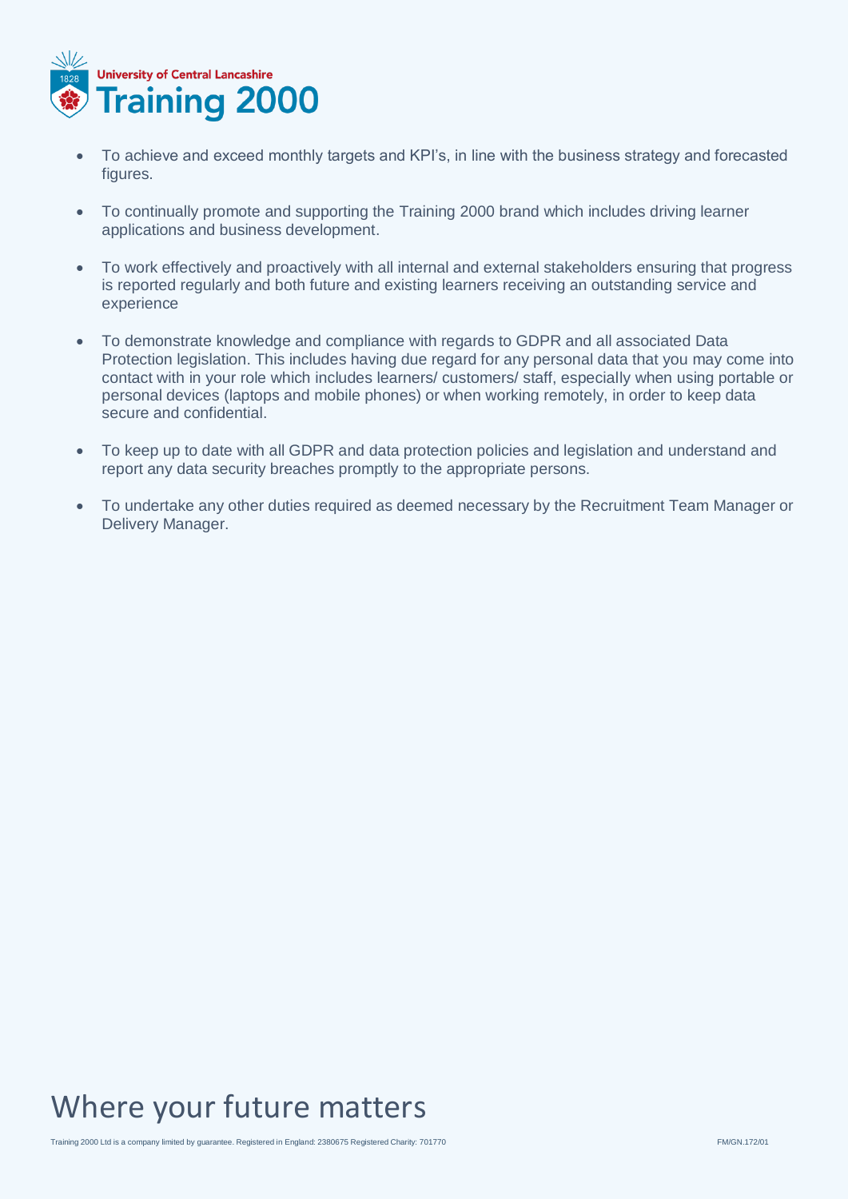- To achieve and exceed monthly targets and KPI's, in line with the business strategy and forecasted figures.

- To continually promote and supporting the Training 2000 brand which includes driving learner applications and business development.

- To work effectively and proactively with all internal and external stakeholders ensuring that progress is reported regularly and both future and existing learners receiving an outstanding service and experience

- To demonstrate knowledge and compliance with regards to GDPR and all associated Data Protection legislation. This includes having due regard for any personal data that you may come into contact with in your role which includes learners/ customers/ staff, especially when using portable or personal devices (laptops and mobile phones) or when working remotely, in order to keep data secure and confidential.

- To keep up to date with all GDPR and data protection policies and legislation and understand and report any data security breaches promptly to the appropriate persons.

- To undertake any other duties required as deemed necessary by the Recruitment Team Manager or Delivery Manager.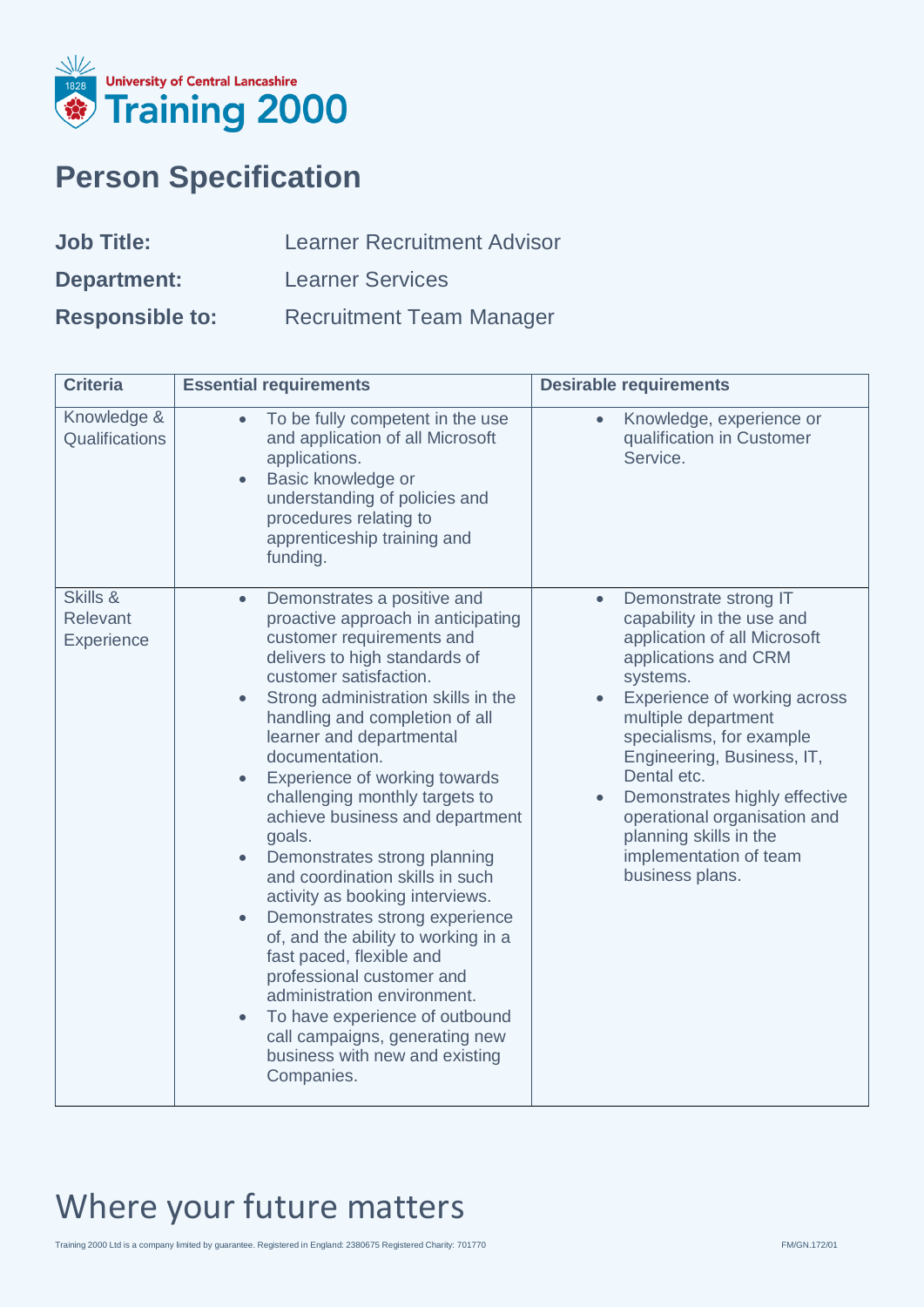University of Central Lancashire
Training 2000

# Person Specification

**Job Title:** Learner Recruitment Advisor

**Department:** Learner Services

**Responsible to:** Recruitment Team Manager

| Criteria | Essential requirements | Desirable requirements |
|---|---|---|
| Knowledge & Qualifications | • To be fully competent in the use and application of all Microsoft applications.<br>• Basic knowledge or understanding of policies and procedures relating to apprenticeship training and funding. | • Knowledge, experience or qualification in Customer Service. |
| Skills & Relevant Experience | • Demonstrates a positive and proactive approach in anticipating customer requirements and delivers to high standards of customer satisfaction.<br>• Strong administration skills in the handling and completion of all learner and departmental documentation.<br>• Experience of working towards challenging monthly targets to achieve business and department goals.<br>• Demonstrates strong planning and coordination skills in such activity as booking interviews.<br>• Demonstrates strong experience of, and the ability to working in a fast paced, flexible and professional customer and administration environment.<br>• To have experience of outbound call campaigns, generating new business with new and existing Companies. | • Demonstrate strong IT capability in the use and application of all Microsoft applications and CRM systems.<br>• Experience of working across multiple department specialisms, for example Engineering, Business, IT, Dental etc.<br>• Demonstrates highly effective operational organisation and planning skills in the implementation of team business plans. |

Where your future matters

Training 2000 Ltd is a company limited by guarantee. Registered in England: 2380675 Registered Charity: 701770

FM/GN.172/01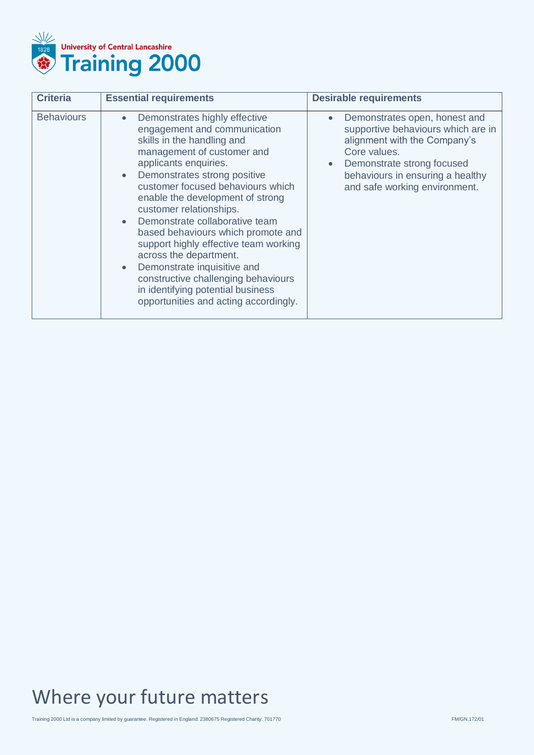| Criteria | Essential requirements | Desirable requirements |
|---|---|---|
| Behaviours | • Demonstrates highly effective engagement and communication skills in the handling and management of customer and applicants enquiries.<br>• Demonstrates strong positive customer focused behaviours which enable the development of strong customer relationships.<br>• Demonstrate collaborative team based behaviours which promote and support highly effective team working across the department.<br>• Demonstrate inquisitive and constructive challenging behaviours in identifying potential business opportunities and acting accordingly. | • Demonstrates open, honest and supportive behaviours which are in alignment with the Company's Core values.<br>• Demonstrate strong focused behaviours in ensuring a healthy and safe working environment. |